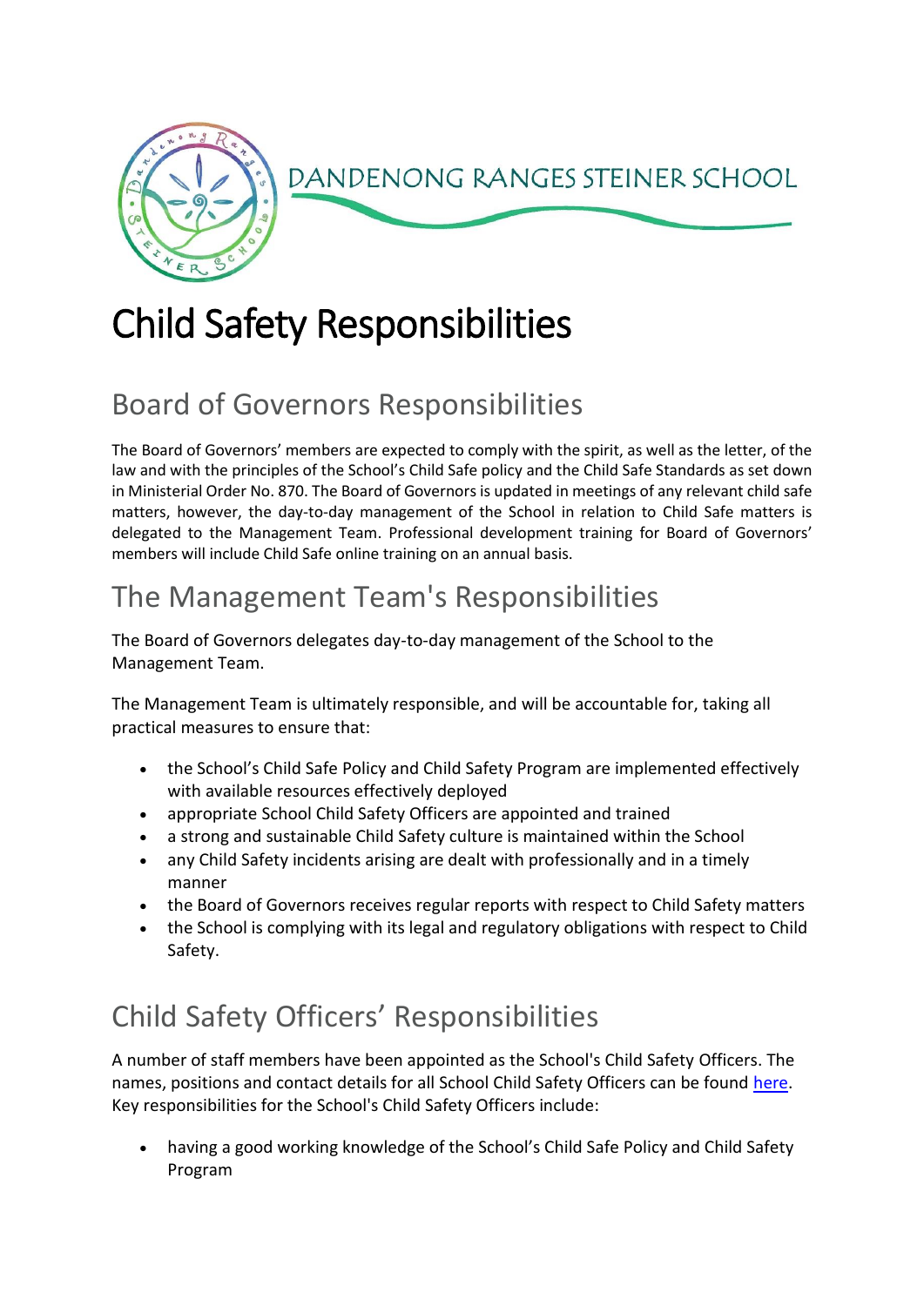DANDENONG RANGES STEINER SCHOOL

# Child Safety Responsibilities

## Board of Governors Responsibilities

The Board of Governors' members are expected to comply with the spirit, as well as the letter, of the law and with the principles of the School's Child Safe policy and the Child Safe Standards as set down in Ministerial Order No. 870. The Board of Governors is updated in meetings of any relevant child safe matters, however, the day-to-day management of the School in relation to Child Safe matters is delegated to the Management Team. Professional development training for Board of Governors' members will include Child Safe online training on an annual basis.

## The Management Team's Responsibilities

The Board of Governors delegates day-to-day management of the School to the Management Team.

The Management Team is ultimately responsible, and will be accountable for, taking all practical measures to ensure that:

- the School's Child Safe Policy and Child Safety Program are implemented effectively with available resources effectively deployed
- appropriate School Child Safety Officers are appointed and trained
- a strong and sustainable Child Safety culture is maintained within the School
- any Child Safety incidents arising are dealt with professionally and in a timely manner
- the Board of Governors receives regular reports with respect to Child Safety matters
- the School is complying with its legal and regulatory obligations with respect to Child Safety.

## Child Safety Officers' Responsibilities

A number of staff members have been appointed as the School's Child Safety Officers. The names, positions and contact details for all School Child Safety Officers can be found here. Key responsibilities for the School's Child Safety Officers include:

- having a good working knowledge of the School's Child Safe Policy and Child Safety Program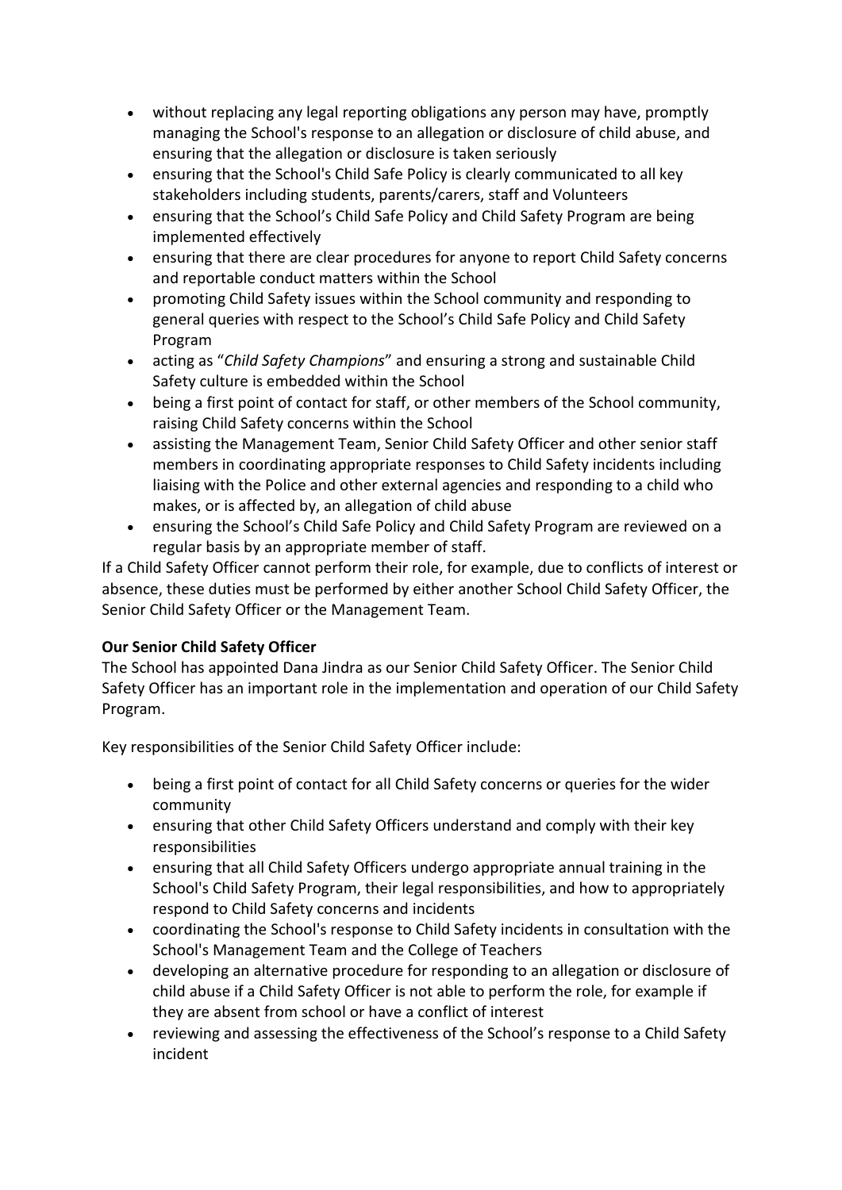- without replacing any legal reporting obligations any person may have, promptly managing the School's response to an allegation or disclosure of child abuse, and ensuring that the allegation or disclosure is taken seriously
- ensuring that the School's Child Safe Policy is clearly communicated to all key stakeholders including students, parents/carers, staff and Volunteers
- ensuring that the School's Child Safe Policy and Child Safety Program are being implemented effectively
- ensuring that there are clear procedures for anyone to report Child Safety concerns and reportable conduct matters within the School
- promoting Child Safety issues within the School community and responding to general queries with respect to the School's Child Safe Policy and Child Safety Program
- acting as "*Child Safety Champions*" and ensuring a strong and sustainable Child Safety culture is embedded within the School
- being a first point of contact for staff, or other members of the School community, raising Child Safety concerns within the School
- assisting the Management Team, Senior Child Safety Officer and other senior staff members in coordinating appropriate responses to Child Safety incidents including liaising with the Police and other external agencies and responding to a child who makes, or is affected by, an allegation of child abuse
- ensuring the School's Child Safe Policy and Child Safety Program are reviewed on a regular basis by an appropriate member of staff.

If a Child Safety Officer cannot perform their role, for example, due to conflicts of interest or absence, these duties must be performed by either another School Child Safety Officer, the Senior Child Safety Officer or the Management Team.

**Our Senior Child Safety Officer**

The School has appointed Dana Jindra as our Senior Child Safety Officer. The Senior Child Safety Officer has an important role in the implementation and operation of our Child Safety Program.

Key responsibilities of the Senior Child Safety Officer include:

- being a first point of contact for all Child Safety concerns or queries for the wider community
- ensuring that other Child Safety Officers understand and comply with their key responsibilities
- ensuring that all Child Safety Officers undergo appropriate annual training in the School's Child Safety Program, their legal responsibilities, and how to appropriately respond to Child Safety concerns and incidents
- coordinating the School's response to Child Safety incidents in consultation with the School's Management Team and the College of Teachers
- developing an alternative procedure for responding to an allegation or disclosure of child abuse if a Child Safety Officer is not able to perform the role, for example if they are absent from school or have a conflict of interest
- reviewing and assessing the effectiveness of the School's response to a Child Safety incident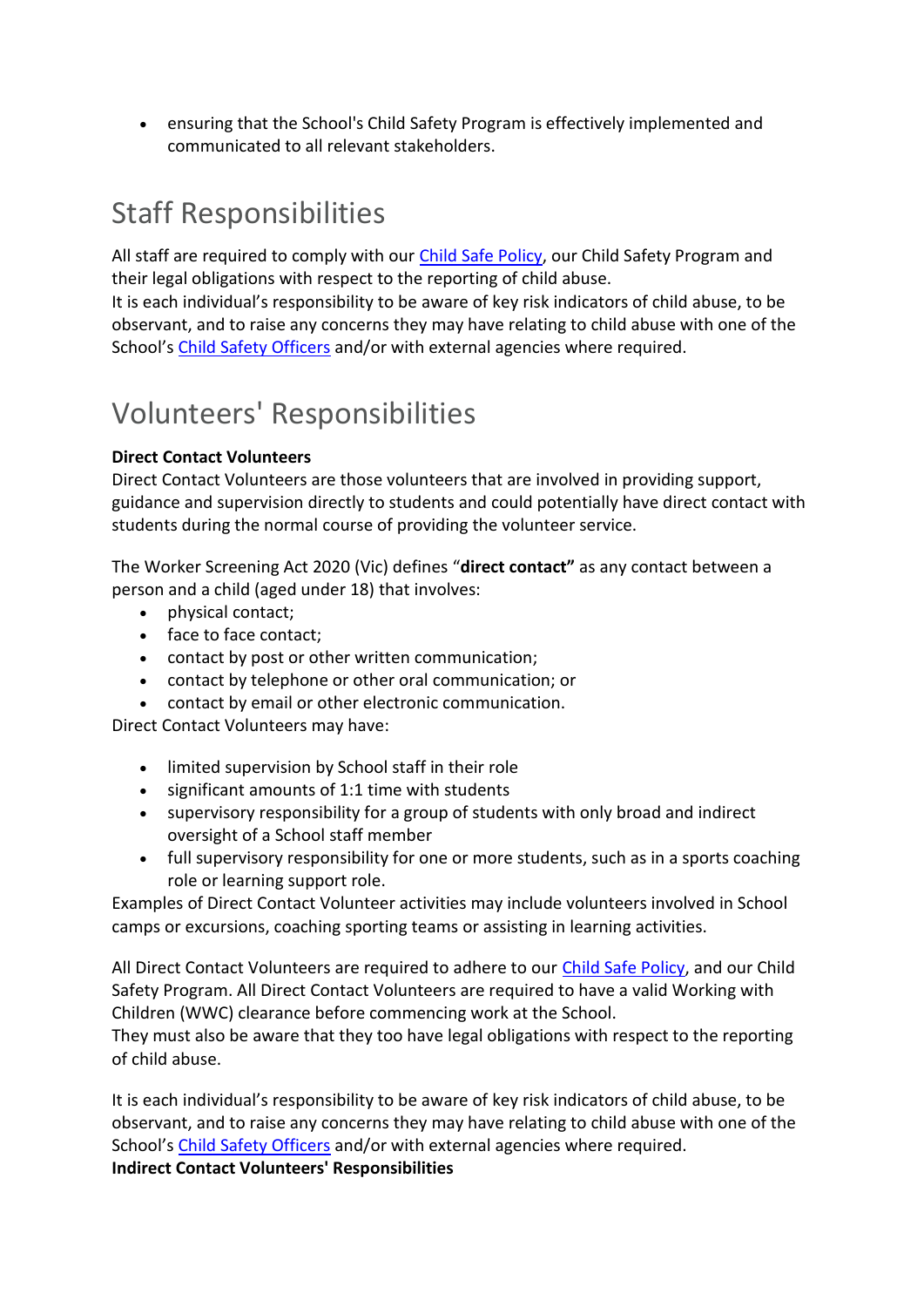- ensuring that the School's Child Safety Program is effectively implemented and communicated to all relevant stakeholders.

## Staff Responsibilities

All staff are required to comply with our [Child Safe Policy](), our Child Safety Program and their legal obligations with respect to the reporting of child abuse.
It is each individual's responsibility to be aware of key risk indicators of child abuse, to be observant, and to raise any concerns they may have relating to child abuse with one of the School's [Child Safety Officers]() and/or with external agencies where required.

## Volunteers' Responsibilities

**Direct Contact Volunteers**
Direct Contact Volunteers are those volunteers that are involved in providing support, guidance and supervision directly to students and could potentially have direct contact with students during the normal course of providing the volunteer service.

The Worker Screening Act 2020 (Vic) defines "**direct contact"** as any contact between a person and a child (aged under 18) that involves:

- physical contact;
- face to face contact;
- contact by post or other written communication;
- contact by telephone or other oral communication; or
- contact by email or other electronic communication.

Direct Contact Volunteers may have:

- limited supervision by School staff in their role
- significant amounts of 1:1 time with students
- supervisory responsibility for a group of students with only broad and indirect oversight of a School staff member
- full supervisory responsibility for one or more students, such as in a sports coaching role or learning support role.

Examples of Direct Contact Volunteer activities may include volunteers involved in School camps or excursions, coaching sporting teams or assisting in learning activities.

All Direct Contact Volunteers are required to adhere to our [Child Safe Policy](), and our Child Safety Program. All Direct Contact Volunteers are required to have a valid Working with Children (WWC) clearance before commencing work at the School.
They must also be aware that they too have legal obligations with respect to the reporting of child abuse.

It is each individual's responsibility to be aware of key risk indicators of child abuse, to be observant, and to raise any concerns they may have relating to child abuse with one of the School's [Child Safety Officers]() and/or with external agencies where required.
**Indirect Contact Volunteers' Responsibilities**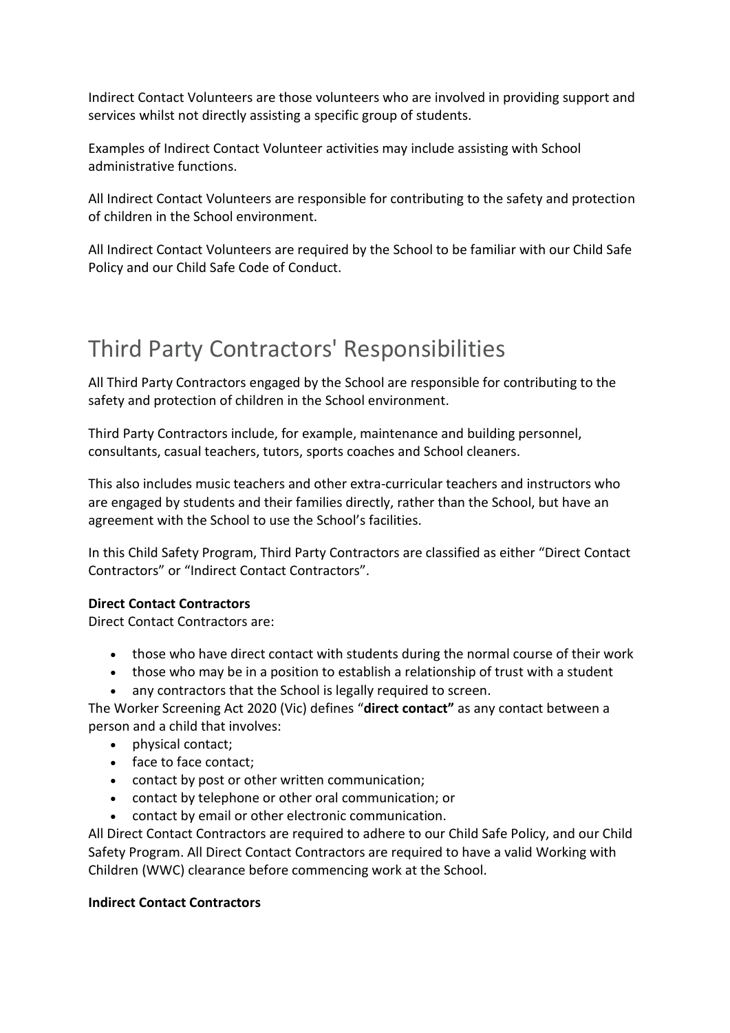Indirect Contact Volunteers are those volunteers who are involved in providing support and services whilst not directly assisting a specific group of students.

Examples of Indirect Contact Volunteer activities may include assisting with School administrative functions.

All Indirect Contact Volunteers are responsible for contributing to the safety and protection of children in the School environment.

All Indirect Contact Volunteers are required by the School to be familiar with our Child Safe Policy and our Child Safe Code of Conduct.

# Third Party Contractors' Responsibilities

All Third Party Contractors engaged by the School are responsible for contributing to the safety and protection of children in the School environment.

Third Party Contractors include, for example, maintenance and building personnel, consultants, casual teachers, tutors, sports coaches and School cleaners.

This also includes music teachers and other extra-curricular teachers and instructors who are engaged by students and their families directly, rather than the School, but have an agreement with the School to use the School's facilities.

In this Child Safety Program, Third Party Contractors are classified as either "Direct Contact Contractors" or "Indirect Contact Contractors".

**Direct Contact Contractors**

Direct Contact Contractors are:

- those who have direct contact with students during the normal course of their work
- those who may be in a position to establish a relationship of trust with a student
- any contractors that the School is legally required to screen.

The Worker Screening Act 2020 (Vic) defines "**direct contact"** as any contact between a person and a child that involves:

- physical contact;
- face to face contact;
- contact by post or other written communication;
- contact by telephone or other oral communication; or
- contact by email or other electronic communication.

All Direct Contact Contractors are required to adhere to our Child Safe Policy, and our Child Safety Program. All Direct Contact Contractors are required to have a valid Working with Children (WWC) clearance before commencing work at the School.

**Indirect Contact Contractors**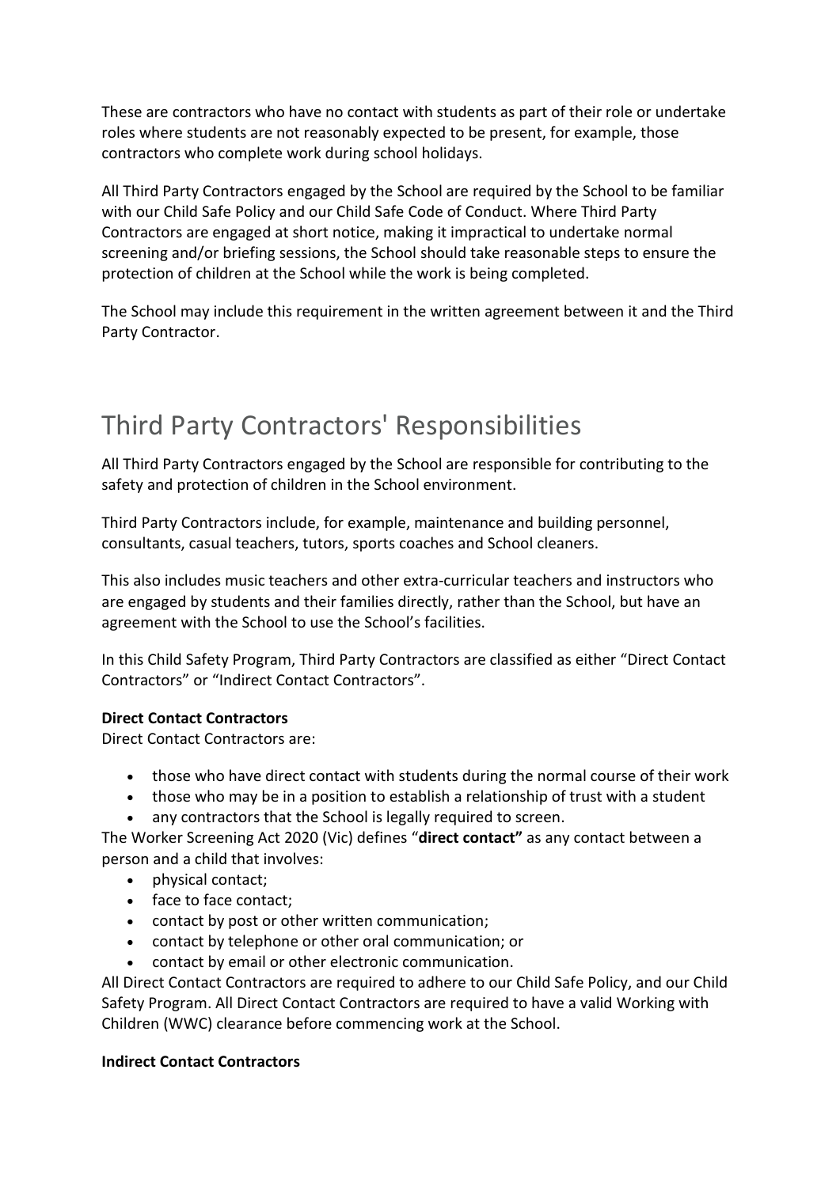These are contractors who have no contact with students as part of their role or undertake roles where students are not reasonably expected to be present, for example, those contractors who complete work during school holidays.

All Third Party Contractors engaged by the School are required by the School to be familiar with our Child Safe Policy and our Child Safe Code of Conduct. Where Third Party Contractors are engaged at short notice, making it impractical to undertake normal screening and/or briefing sessions, the School should take reasonable steps to ensure the protection of children at the School while the work is being completed.

The School may include this requirement in the written agreement between it and the Third Party Contractor.

# Third Party Contractors' Responsibilities

All Third Party Contractors engaged by the School are responsible for contributing to the safety and protection of children in the School environment.

Third Party Contractors include, for example, maintenance and building personnel, consultants, casual teachers, tutors, sports coaches and School cleaners.

This also includes music teachers and other extra-curricular teachers and instructors who are engaged by students and their families directly, rather than the School, but have an agreement with the School to use the School's facilities.

In this Child Safety Program, Third Party Contractors are classified as either "Direct Contact Contractors" or "Indirect Contact Contractors".

**Direct Contact Contractors**

Direct Contact Contractors are:

- those who have direct contact with students during the normal course of their work
- those who may be in a position to establish a relationship of trust with a student
- any contractors that the School is legally required to screen.

The Worker Screening Act 2020 (Vic) defines "**direct contact"** as any contact between a person and a child that involves:

- physical contact;
- face to face contact;
- contact by post or other written communication;
- contact by telephone or other oral communication; or
- contact by email or other electronic communication.

All Direct Contact Contractors are required to adhere to our Child Safe Policy, and our Child Safety Program. All Direct Contact Contractors are required to have a valid Working with Children (WWC) clearance before commencing work at the School.

**Indirect Contact Contractors**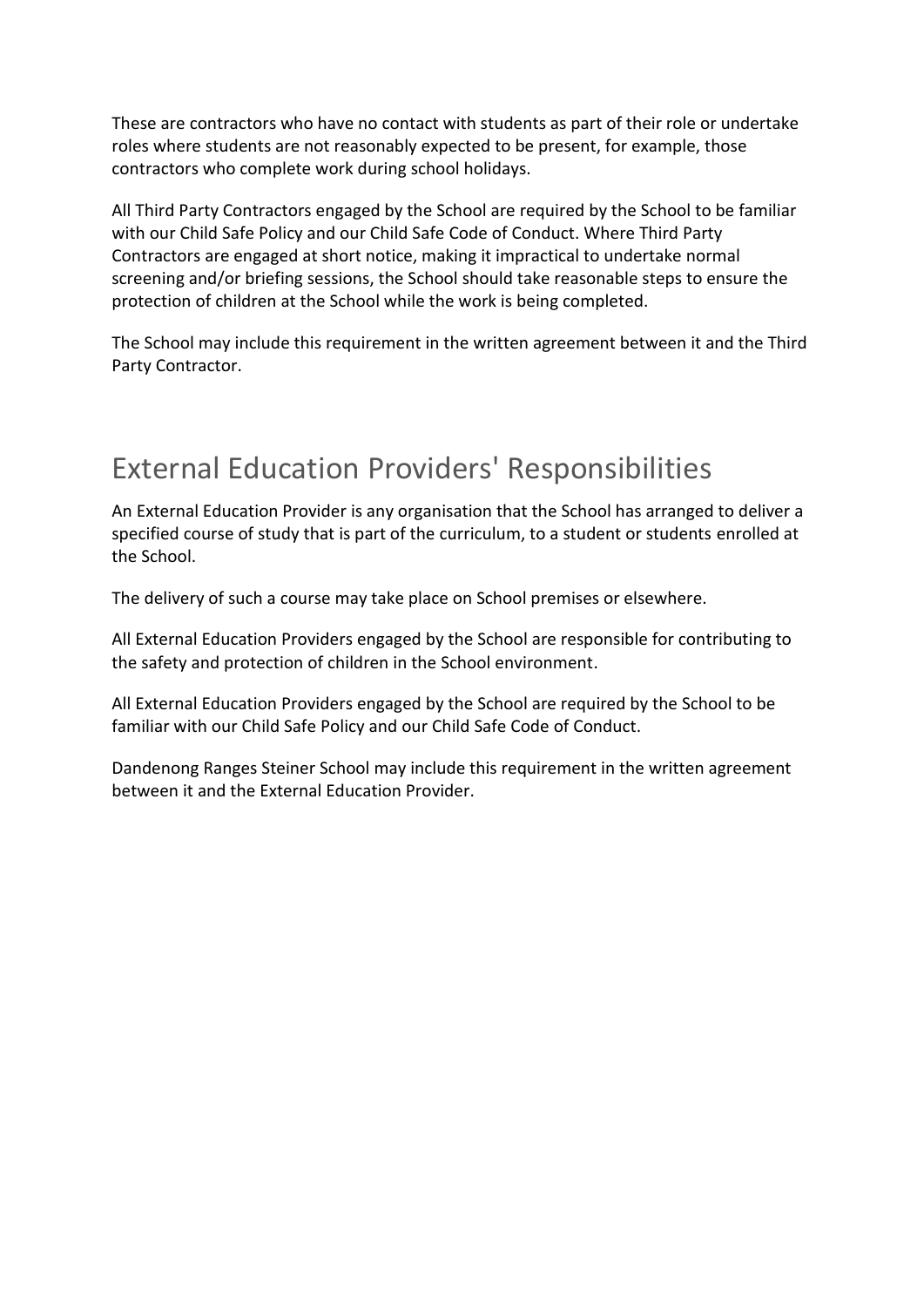These are contractors who have no contact with students as part of their role or undertake roles where students are not reasonably expected to be present, for example, those contractors who complete work during school holidays.

All Third Party Contractors engaged by the School are required by the School to be familiar with our Child Safe Policy and our Child Safe Code of Conduct. Where Third Party Contractors are engaged at short notice, making it impractical to undertake normal screening and/or briefing sessions, the School should take reasonable steps to ensure the protection of children at the School while the work is being completed.

The School may include this requirement in the written agreement between it and the Third Party Contractor.

## External Education Providers' Responsibilities

An External Education Provider is any organisation that the School has arranged to deliver a specified course of study that is part of the curriculum, to a student or students enrolled at the School.

The delivery of such a course may take place on School premises or elsewhere.

All External Education Providers engaged by the School are responsible for contributing to the safety and protection of children in the School environment.

All External Education Providers engaged by the School are required by the School to be familiar with our Child Safe Policy and our Child Safe Code of Conduct.

Dandenong Ranges Steiner School may include this requirement in the written agreement between it and the External Education Provider.